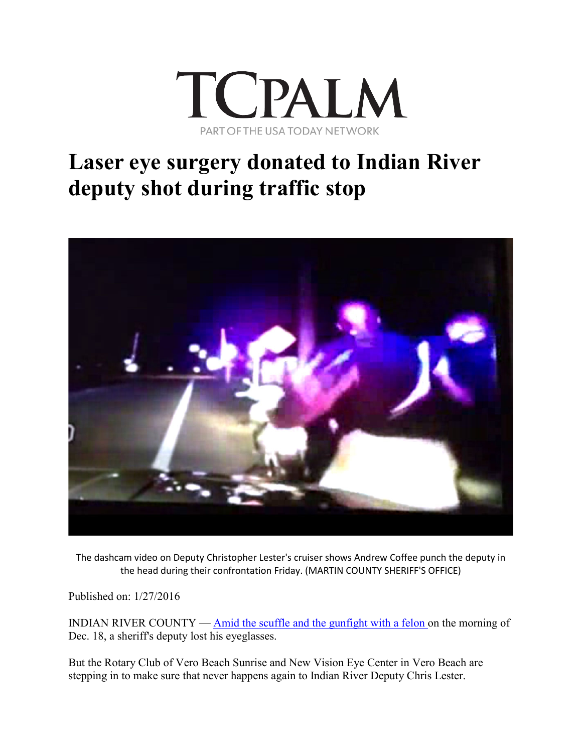TCPALM

PART OF THE USA TODAY NETWORK

# Laser eye surgery donated to Indian River deputy shot during traffic stop

The dashcam video on Deputy Christopher Lester's cruiser shows Andrew Coffee punch the deputy in the head during their confrontation Friday. (MARTIN COUNTY SHERIFF'S OFFICE)

Published on: 1/27/2016

INDIAN RIVER COUNTY — Amid the scuffle and the gunfight with a felon on the morning of Dec. 18, a sheriff's deputy lost his eyeglasses.

But the Rotary Club of Vero Beach Sunrise and New Vision Eye Center in Vero Beach are stepping in to make sure that never happens again to Indian River Deputy Chris Lester.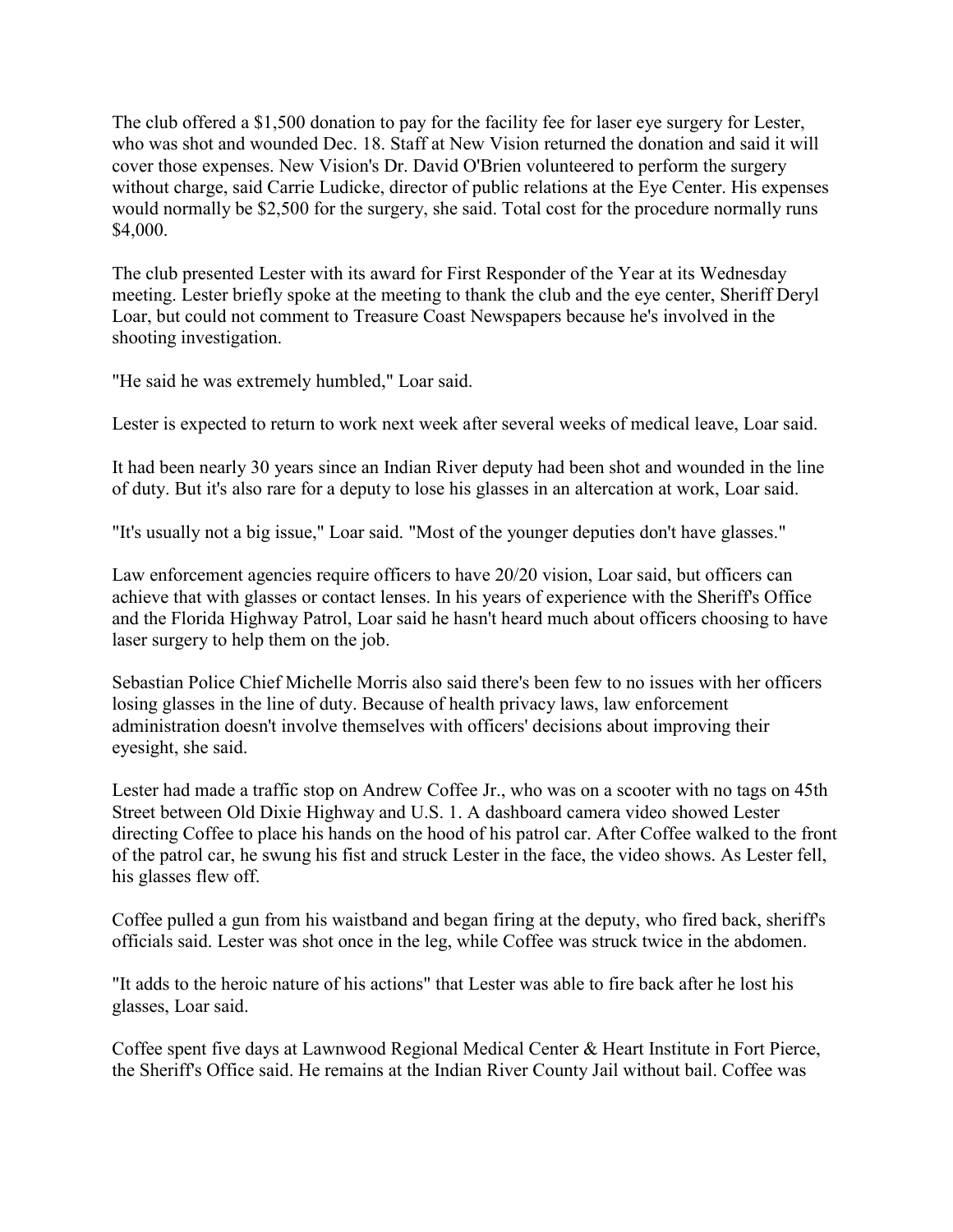The club offered a $1,500 donation to pay for the facility fee for laser eye surgery for Lester, who was shot and wounded Dec. 18. Staff at New Vision returned the donation and said it will cover those expenses. New Vision's Dr. David O'Brien volunteered to perform the surgery without charge, said Carrie Ludicke, director of public relations at the Eye Center. His expenses would normally be $2,500 for the surgery, she said. Total cost for the procedure normally runs $4,000.

The club presented Lester with its award for First Responder of the Year at its Wednesday meeting. Lester briefly spoke at the meeting to thank the club and the eye center, Sheriff Deryl Loar, but could not comment to Treasure Coast Newspapers because he's involved in the shooting investigation.

"He said he was extremely humbled," Loar said.

Lester is expected to return to work next week after several weeks of medical leave, Loar said.

It had been nearly 30 years since an Indian River deputy had been shot and wounded in the line of duty. But it's also rare for a deputy to lose his glasses in an altercation at work, Loar said.

"It's usually not a big issue," Loar said. "Most of the younger deputies don't have glasses."

Law enforcement agencies require officers to have 20/20 vision, Loar said, but officers can achieve that with glasses or contact lenses. In his years of experience with the Sheriff's Office and the Florida Highway Patrol, Loar said he hasn't heard much about officers choosing to have laser surgery to help them on the job.

Sebastian Police Chief Michelle Morris also said there's been few to no issues with her officers losing glasses in the line of duty. Because of health privacy laws, law enforcement administration doesn't involve themselves with officers' decisions about improving their eyesight, she said.

Lester had made a traffic stop on Andrew Coffee Jr., who was on a scooter with no tags on 45th Street between Old Dixie Highway and U.S. 1. A dashboard camera video showed Lester directing Coffee to place his hands on the hood of his patrol car. After Coffee walked to the front of the patrol car, he swung his fist and struck Lester in the face, the video shows. As Lester fell, his glasses flew off.

Coffee pulled a gun from his waistband and began firing at the deputy, who fired back, sheriff's officials said. Lester was shot once in the leg, while Coffee was struck twice in the abdomen.

"It adds to the heroic nature of his actions" that Lester was able to fire back after he lost his glasses, Loar said.

Coffee spent five days at Lawnwood Regional Medical Center & Heart Institute in Fort Pierce, the Sheriff's Office said. He remains at the Indian River County Jail without bail. Coffee was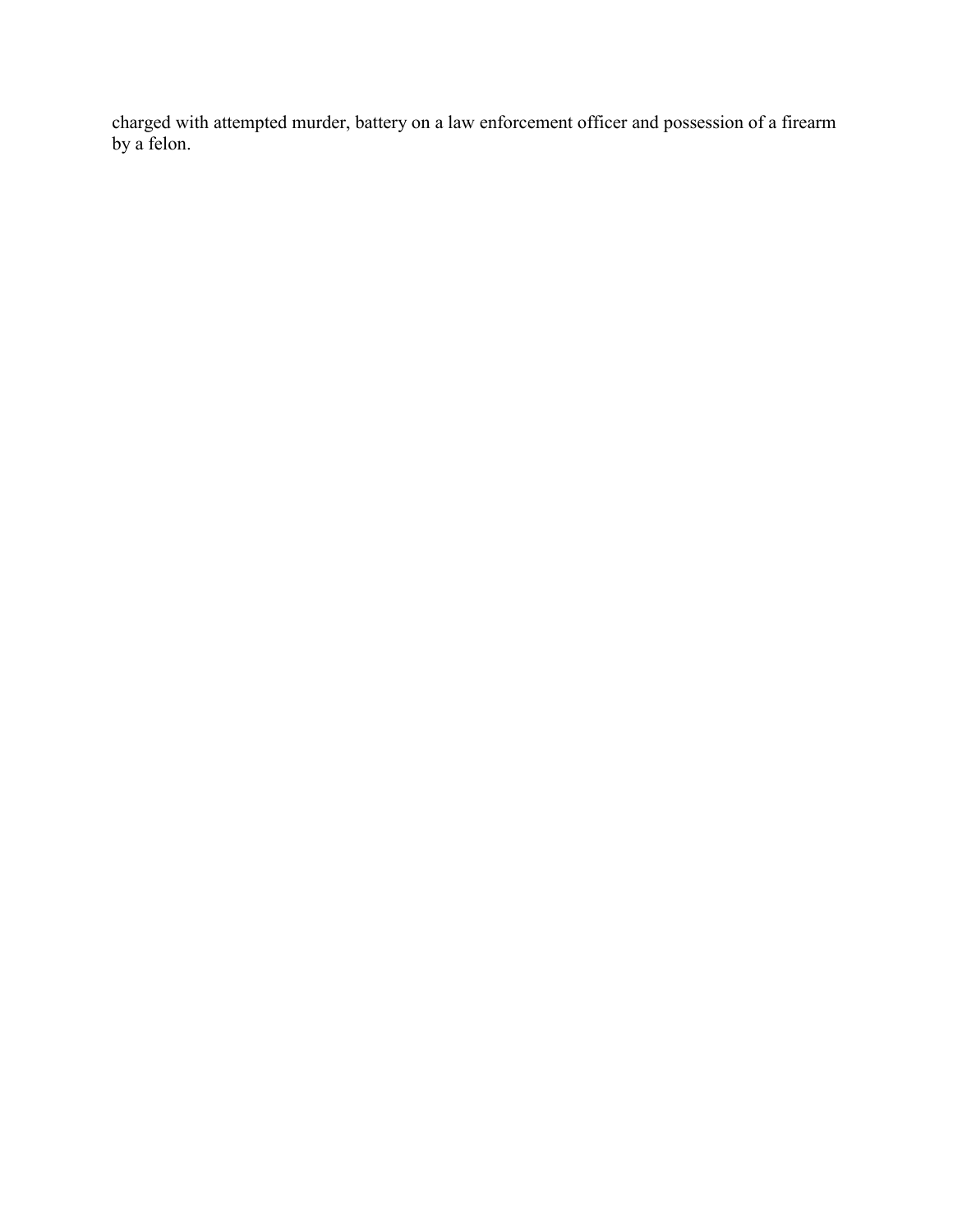charged with attempted murder, battery on a law enforcement officer and possession of a firearm by a felon.